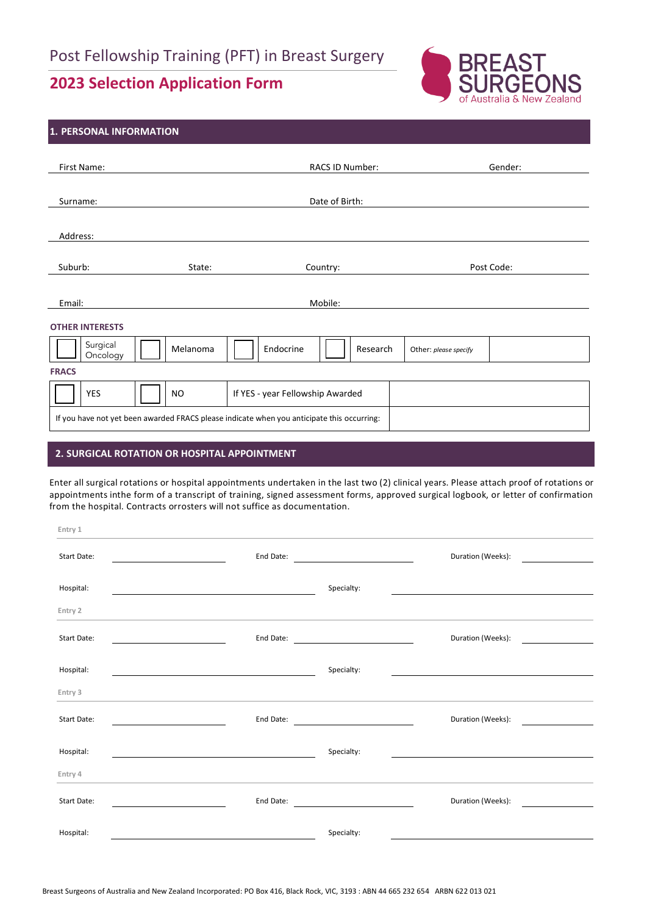Post Fellowship Training (PFT) in Breast Surgery

# 2023 Selection Application Form

BREAST SURGEONS of Australia & New Zealand

## 1. PERSONAL INFORMATION

First Name: RACS ID Number: Gender:

Surname: Date of Birth:

Address:

Suburb: State: Country: Post Code:

Email: Mobile:

**OTHER INTERESTS**

| ☐ | Surgical Oncology | ☐ | Melanoma | ☐ | Endocrine | ☐ | Research | Other: *please specify* | |
|---|---|---|---|---|---|---|---|---|---|

**FRACS**

| ☐ | YES | ☐ | NO | If YES - year Fellowship Awarded | |
|---|---|---|---|---|---|
| If you have not yet been awarded FRACS please indicate when you anticipate this occurring: | | | | | |

## 2. SURGICAL ROTATION OR HOSPITAL APPOINTMENT

Enter all surgical rotations or hospital appointments undertaken in the last two (2) clinical years. Please attach proof of rotations or appointments inthe form of a transcript of training, signed assessment forms, approved surgical logbook, or letter of confirmation from the hospital. Contracts orrosters will not suffice as documentation.

Entry 1

Start Date: End Date: Duration (Weeks):

Hospital: Specialty:

Entry 2

Start Date: End Date: Duration (Weeks):

Hospital: Specialty:

Entry 3

Start Date: End Date: Duration (Weeks):

Hospital: Specialty:

Entry 4

Start Date: End Date: Duration (Weeks):

Hospital: Specialty:

Breast Surgeons of Australia and New Zealand Incorporated: PO Box 416, Black Rock, VIC, 3193 : ABN 44 665 232 654 ARBN 622 013 021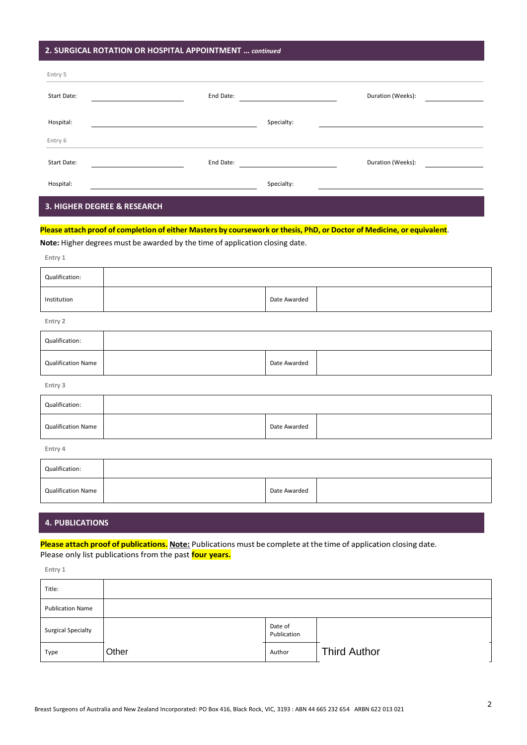## 2. SURGICAL ROTATION OR HOSPITAL APPOINTMENT ... *continued*

**Entry 5**

| Start Date: | | End Date: | | Duration (Weeks): | |
|---|---|---|---|---|---|
| Hospital: | | Specialty: | | | |

**Entry 6**

| Start Date: | | End Date: | | Duration (Weeks): | |
|---|---|---|---|---|---|
| Hospital: | | Specialty: | | | |

## 3. HIGHER DEGREE & RESEARCH

**Please attach proof of completion of either Masters by coursework or thesis, PhD, or Doctor of Medicine, or equivalent**.

**Note:** Higher degrees must be awarded by the time of application closing date.

**Entry 1**

| Qualification: | | | |
|---|---|---|---|
| Institution | | Date Awarded | |

**Entry 2**

| Qualification: | | | |
|---|---|---|---|
| Qualification Name | | Date Awarded | |

**Entry 3**

| Qualification: | | | |
|---|---|---|---|
| Qualification Name | | Date Awarded | |

**Entry 4**

| Qualification: | | | |
|---|---|---|---|
| Qualification Name | | Date Awarded | |

## 4. PUBLICATIONS

**Please attach proof of publications.** **Note:** Publications must be complete at the time of application closing date.
Please only list publications from the past **four years.**

**Entry 1**

| Title: | | | |
|---|---|---|---|
| Publication Name | | | |
| Surgical Specialty | | Date of Publication | |
| Type | Other | Author | Third Author |

Breast Surgeons of Australia and New Zealand Incorporated: PO Box 416, Black Rock, VIC, 3193 : ABN 44 665 232 654 ARBN 622 013 021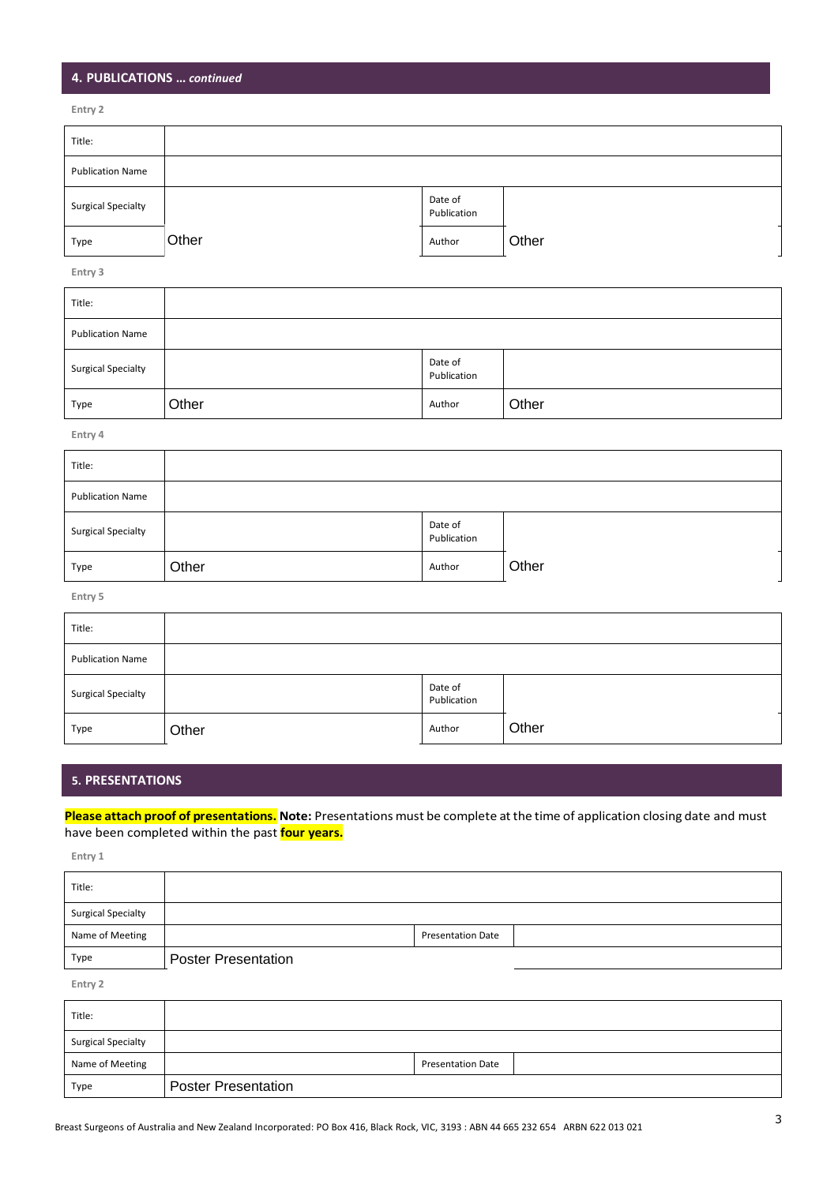## 4. PUBLICATIONS … *continued*

**Entry 2**

| Title: | | | |
|---|---|---|---|
| Publication Name | | | |
| Surgical Specialty | | Date of Publication | |
| Type | Other | Author | Other |

**Entry 3**

| Title: | | | |
|---|---|---|---|
| Publication Name | | | |
| Surgical Specialty | | Date of Publication | |
| Type | Other | Author | Other |

**Entry 4**

| Title: | | | |
|---|---|---|---|
| Publication Name | | | |
| Surgical Specialty | | Date of Publication | |
| Type | Other | Author | Other |

**Entry 5**

| Title: | | | |
|---|---|---|---|
| Publication Name | | | |
| Surgical Specialty | | Date of Publication | |
| Type | Other | Author | Other |

## 5. PRESENTATIONS

**Please attach proof of presentations. Note:** Presentations must be complete at the time of application closing date and must have been completed within the past **four years.**

**Entry 1**

| Title: | | | |
|---|---|---|---|
| Surgical Specialty | | | |
| Name of Meeting | | Presentation Date | |
| Type | Poster Presentation | | |

**Entry 2**

| Title: | | | |
|---|---|---|---|
| Surgical Specialty | | | |
| Name of Meeting | | Presentation Date | |
| Type | Poster Presentation | | |

Breast Surgeons of Australia and New Zealand Incorporated: PO Box 416, Black Rock, VIC, 3193 : ABN 44 665 232 654 ARBN 622 013 021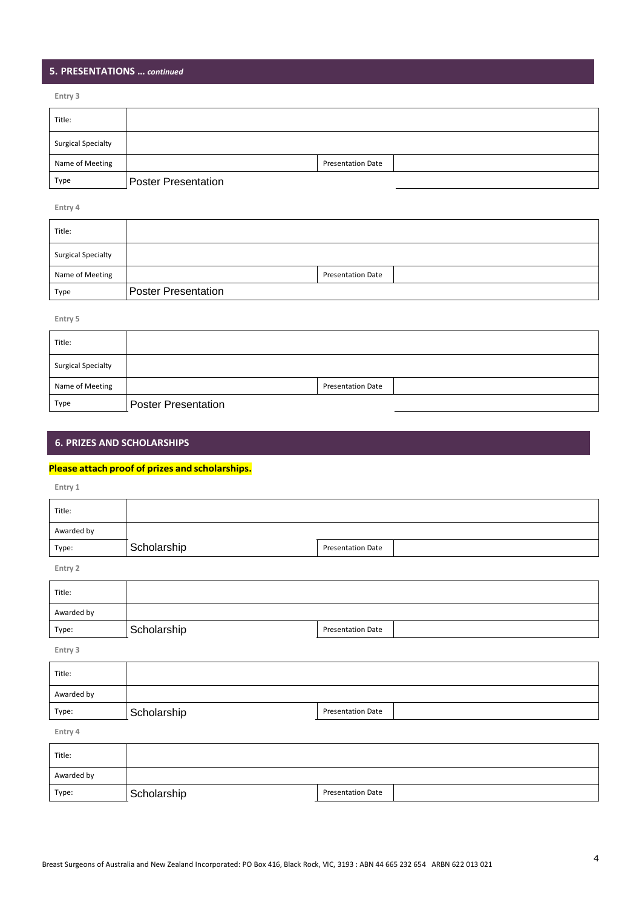## 5. PRESENTATIONS … *continued*

Entry 3

| Title: | | | |
|---|---|---|---|
| Surgical Specialty | | | |
| Name of Meeting | | Presentation Date | |
| Type | Poster Presentation | | |

Entry 4

| Title: | | | |
|---|---|---|---|
| Surgical Specialty | | | |
| Name of Meeting | | Presentation Date | |
| Type | Poster Presentation | | |

Entry 5

| Title: | | | |
|---|---|---|---|
| Surgical Specialty | | | |
| Name of Meeting | | Presentation Date | |
| Type | Poster Presentation | | |

## 6. PRIZES AND SCHOLARSHIPS

**Please attach proof of prizes and scholarships.**

Entry 1

| Title: | | | |
|---|---|---|---|
| Awarded by | | | |
| Type: | Scholarship | Presentation Date | |

Entry 2

| Title: | | | |
|---|---|---|---|
| Awarded by | | | |
| Type: | Scholarship | Presentation Date | |

Entry 3

| Title: | | | |
|---|---|---|---|
| Awarded by | | | |
| Type: | Scholarship | Presentation Date | |

Entry 4

| Title: | | | |
|---|---|---|---|
| Awarded by | | | |
| Type: | Scholarship | Presentation Date | |

Breast Surgeons of Australia and New Zealand Incorporated: PO Box 416, Black Rock, VIC, 3193 : ABN 44 665 232 654 ARBN 622 013 021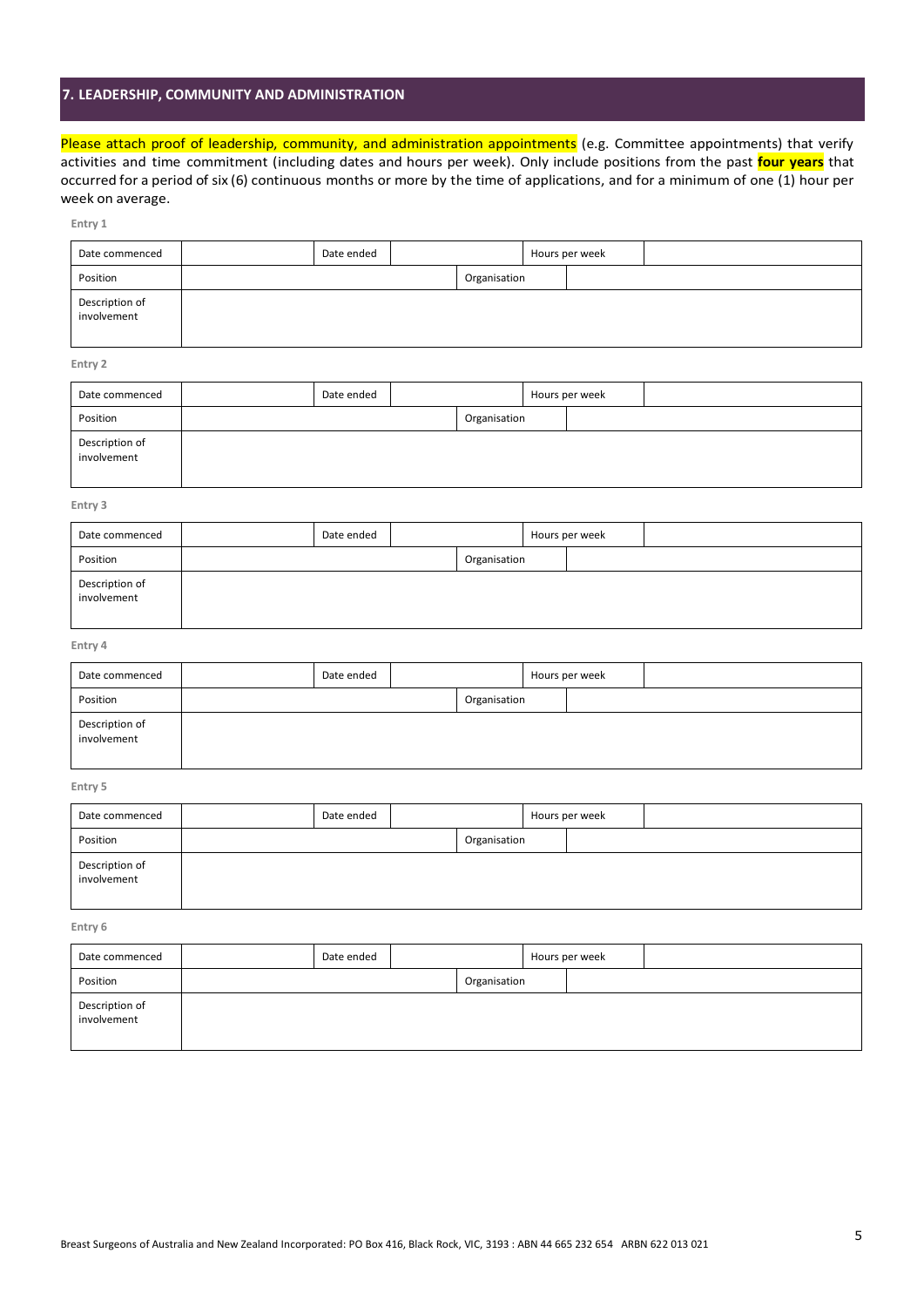## 7. LEADERSHIP, COMMUNITY AND ADMINISTRATION

Please attach proof of leadership, community, and administration appointments (e.g. Committee appointments) that verify activities and time commitment (including dates and hours per week). Only include positions from the past **four years** that occurred for a period of six (6) continuous months or more by the time of applications, and for a minimum of one (1) hour per week on average.

**Entry 1**

| Date commenced | | Date ended | | Hours per week | |
|---|---|---|---|---|---|
| Position | | | Organisation | | |
| Description of involvement | | | | | |

**Entry 2**

| Date commenced | | Date ended | | Hours per week | |
|---|---|---|---|---|---|
| Position | | | Organisation | | |
| Description of involvement | | | | | |

**Entry 3**

| Date commenced | | Date ended | | Hours per week | |
|---|---|---|---|---|---|
| Position | | | Organisation | | |
| Description of involvement | | | | | |

**Entry 4**

| Date commenced | | Date ended | | Hours per week | |
|---|---|---|---|---|---|
| Position | | | Organisation | | |
| Description of involvement | | | | | |

**Entry 5**

| Date commenced | | Date ended | | Hours per week | |
|---|---|---|---|---|---|
| Position | | | Organisation | | |
| Description of involvement | | | | | |

**Entry 6**

| Date commenced | | Date ended | | Hours per week | |
|---|---|---|---|---|---|
| Position | | | Organisation | | |
| Description of involvement | | | | | |

Breast Surgeons of Australia and New Zealand Incorporated: PO Box 416, Black Rock, VIC, 3193 : ABN 44 665 232 654 ARBN 622 013 021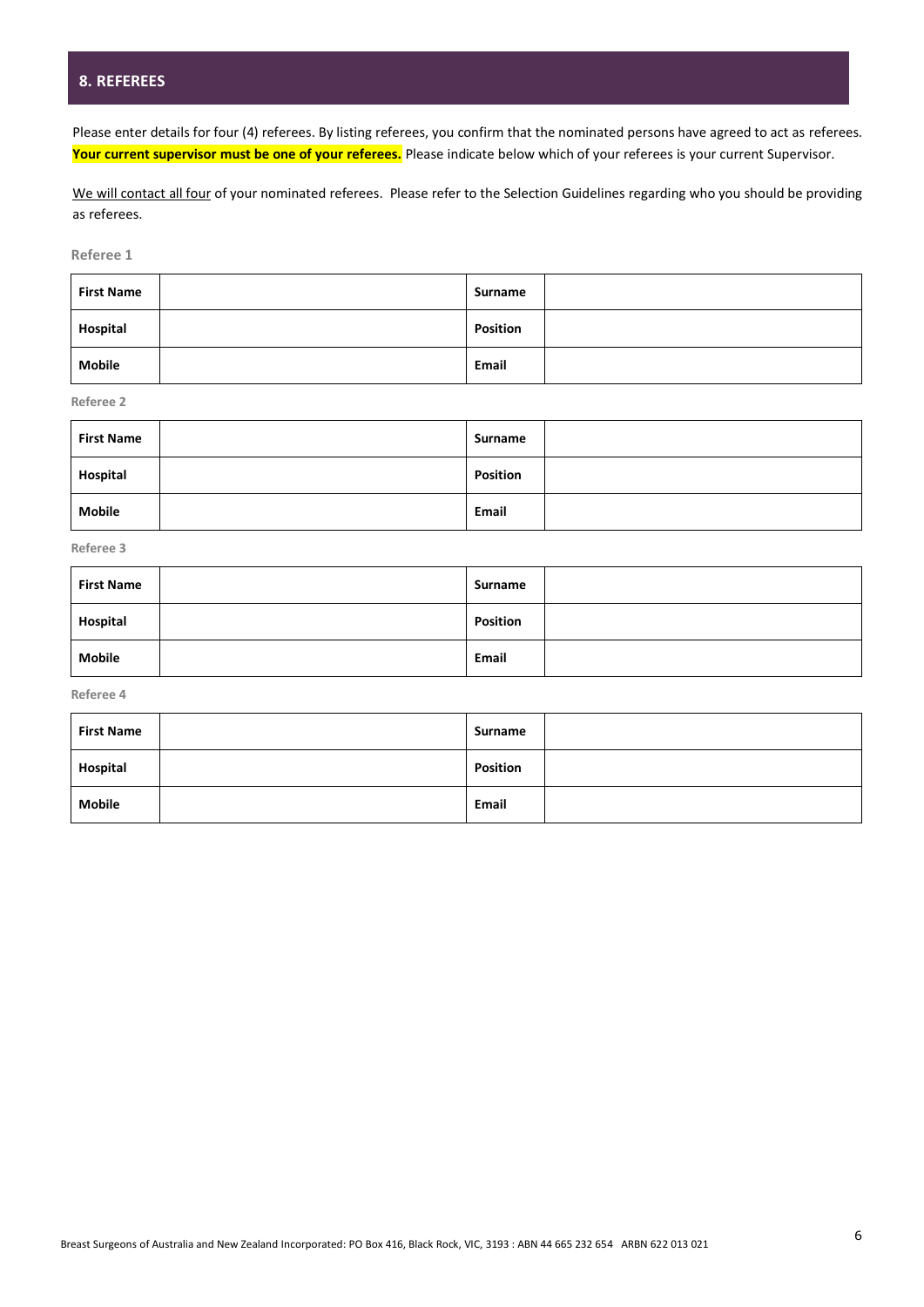## 8. REFEREES

Please enter details for four (4) referees. By listing referees, you confirm that the nominated persons have agreed to act as referees. **Your current supervisor must be one of your referees.** Please indicate below which of your referees is your current Supervisor.

We will contact all four of your nominated referees. Please refer to the Selection Guidelines regarding who you should be providing as referees.

**Referee 1**

| **First Name** | | **Surname** | |
|---|---|---|---|
| **Hospital** | | **Position** | |
| **Mobile** | | **Email** | |

**Referee 2**

| **First Name** | | **Surname** | |
|---|---|---|---|
| **Hospital** | | **Position** | |
| **Mobile** | | **Email** | |

**Referee 3**

| **First Name** | | **Surname** | |
|---|---|---|---|
| **Hospital** | | **Position** | |
| **Mobile** | | **Email** | |

**Referee 4**

| **First Name** | | **Surname** | |
|---|---|---|---|
| **Hospital** | | **Position** | |
| **Mobile** | | **Email** | |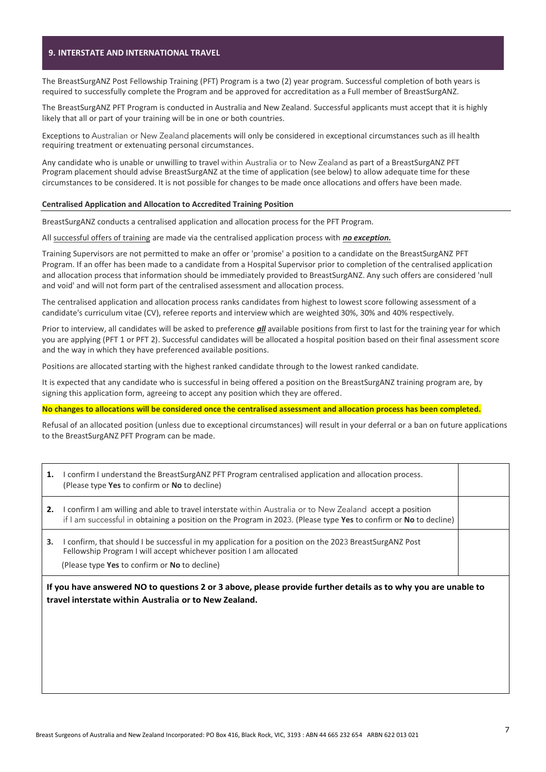## 9. INTERSTATE AND INTERNATIONAL TRAVEL

The BreastSurgANZ Post Fellowship Training (PFT) Program is a two (2) year program. Successful completion of both years is required to successfully complete the Program and be approved for accreditation as a Full member of BreastSurgANZ.

The BreastSurgANZ PFT Program is conducted in Australia and New Zealand. Successful applicants must accept that it is highly likely that all or part of your training will be in one or both countries.

Exceptions to Australian or New Zealand placements will only be considered in exceptional circumstances such as ill health requiring treatment or extenuating personal circumstances.

Any candidate who is unable or unwilling to travel within Australia or to New Zealand as part of a BreastSurgANZ PFT Program placement should advise BreastSurgANZ at the time of application (see below) to allow adequate time for these circumstances to be considered. It is not possible for changes to be made once allocations and offers have been made.

### Centralised Application and Allocation to Accredited Training Position

BreastSurgANZ conducts a centralised application and allocation process for the PFT Program.

All successful offers of training are made via the centralised application process with ***no exception.***

Training Supervisors are not permitted to make an offer or 'promise' a position to a candidate on the BreastSurgANZ PFT Program. If an offer has been made to a candidate from a Hospital Supervisor prior to completion of the centralised application and allocation process that information should be immediately provided to BreastSurgANZ. Any such offers are considered 'null and void' and will not form part of the centralised assessment and allocation process.

The centralised application and allocation process ranks candidates from highest to lowest score following assessment of a candidate's curriculum vitae (CV), referee reports and interview which are weighted 30%, 30% and 40% respectively.

Prior to interview, all candidates will be asked to preference ***all*** available positions from first to last for the training year for which you are applying (PFT 1 or PFT 2). Successful candidates will be allocated a hospital position based on their final assessment score and the way in which they have preferenced available positions.

Positions are allocated starting with the highest ranked candidate through to the lowest ranked candidate.

It is expected that any candidate who is successful in being offered a position on the BreastSurgANZ training program are, by signing this application form, agreeing to accept any position which they are offered.

**No changes to allocations will be considered once the centralised assessment and allocation process has been completed.**

Refusal of an allocated position (unless due to exceptional circumstances) will result in your deferral or a ban on future applications to the BreastSurgANZ PFT Program can be made.

| | | |
|---|---|---|
| **1.** | I confirm I understand the BreastSurgANZ PFT Program centralised application and allocation process. (Please type **Yes** to confirm or **No** to decline) | |
| **2.** | I confirm I am willing and able to travel interstate within Australia or to New Zealand accept a position if I am successful in obtaining a position on the Program in 2023. (Please type **Yes** to confirm or **No** to decline) | |
| **3.** | I confirm, that should I be successful in my application for a position on the 2023 BreastSurgANZ Post Fellowship Program I will accept whichever position I am allocated (Please type **Yes** to confirm or **No** to decline) | |

**If you have answered NO to questions 2 or 3 above, please provide further details as to why you are unable to travel interstate within Australia or to New Zealand.**

Breast Surgeons of Australia and New Zealand Incorporated: PO Box 416, Black Rock, VIC, 3193 : ABN 44 665 232 654 ARBN 622 013 021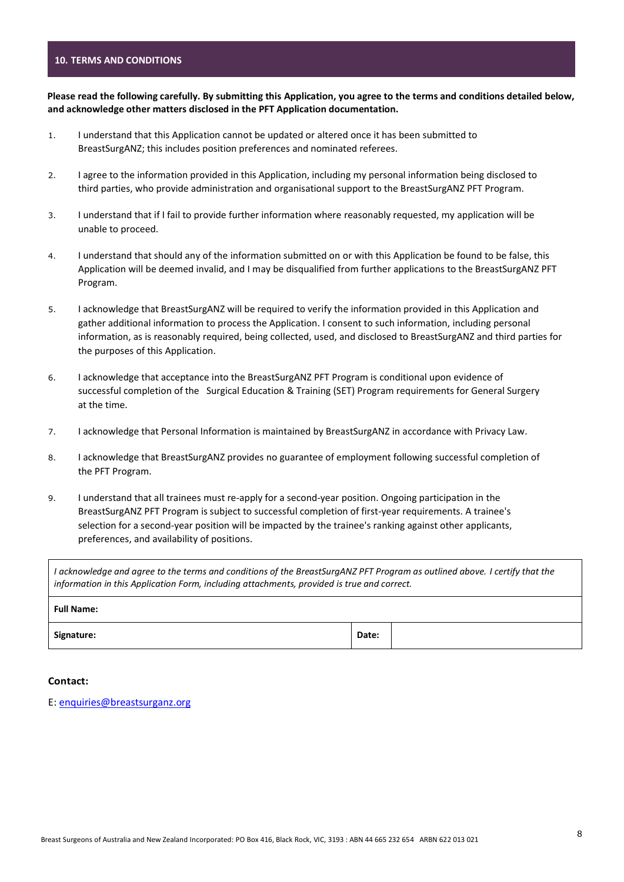## 10. TERMS AND CONDITIONS

**Please read the following carefully. By submitting this Application, you agree to the terms and conditions detailed below, and acknowledge other matters disclosed in the PFT Application documentation.**

1. I understand that this Application cannot be updated or altered once it has been submitted to BreastSurgANZ; this includes position preferences and nominated referees.
2. I agree to the information provided in this Application, including my personal information being disclosed to third parties, who provide administration and organisational support to the BreastSurgANZ PFT Program.
3. I understand that if I fail to provide further information where reasonably requested, my application will be unable to proceed.
4. I understand that should any of the information submitted on or with this Application be found to be false, this Application will be deemed invalid, and I may be disqualified from further applications to the BreastSurgANZ PFT Program.
5. I acknowledge that BreastSurgANZ will be required to verify the information provided in this Application and gather additional information to process the Application. I consent to such information, including personal information, as is reasonably required, being collected, used, and disclosed to BreastSurgANZ and third parties for the purposes of this Application.
6. I acknowledge that acceptance into the BreastSurgANZ PFT Program is conditional upon evidence of successful completion of the Surgical Education & Training (SET) Program requirements for General Surgery at the time.
7. I acknowledge that Personal Information is maintained by BreastSurgANZ in accordance with Privacy Law.
8. I acknowledge that BreastSurgANZ provides no guarantee of employment following successful completion of the PFT Program.
9. I understand that all trainees must re-apply for a second-year position. Ongoing participation in the BreastSurgANZ PFT Program is subject to successful completion of first-year requirements. A trainee's selection for a second-year position will be impacted by the trainee's ranking against other applicants, preferences, and availability of positions.

| | | |
|---|---|---|
| *I acknowledge and agree to the terms and conditions of the BreastSurgANZ PFT Program as outlined above. I certify that the information in this Application Form, including attachments, provided is true and correct.* | | |
| **Full Name:** | | |
| **Signature:** | **Date:** | |

**Contact:**

E: enquiries@breastsurganz.org

Breast Surgeons of Australia and New Zealand Incorporated: PO Box 416, Black Rock, VIC, 3193 : ABN 44 665 232 654 ARBN 622 013 021